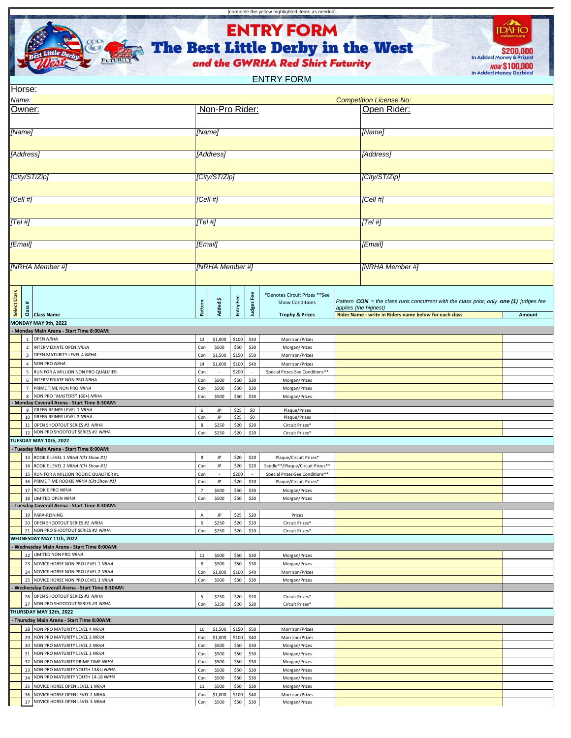[complete the yellow highlighted items as needed]

# ENTRY FORM

## The Best Little Derby in the West

### *and the GWRHA Red Shirt Futurity*

$200,000 In Added Money & Prizes! *NOW* $100,000 in Added Money Derbies!

ENTRY FORM

Horse:

*Name:* | *Competition License No:*

| Owner: | Non-Pro Rider: | Open Rider: |
|---|---|---|
| [Name] | [Name] | [Name] |
| [Address] | [Address] | [Address] |
| [City/ST/Zip] | [City/ST/Zip] | [City/ST/Zip] |
| [Cell #] | [Cell #] | [Cell #] |
| [Tel #] | [Tel #] | [Tel #] |
| [Email] | [Email] | [Email] |
| [NRHA Member #] | [NRHA Member #] | [NRHA Member #] |

*Pattern **CON** = the class runs concurrent with the class prior; only **one (1)** judges fee applies (the highest)*

| Select Class | Class # | Class Name | Pattern | Added $ | Entry Fee | Judges Fee | *Denotes Circuit Prizes **See Show Conditions<br>Trophy & Prizes | Rider Name - write in Riders name below for each class | Amount |
|---|---|---|---|---|---|---|---|---|---|
| **MONDAY MAY 9th, 2022** | | | | | | | | | |
| **- Monday Main Arena - Start Time 8:00AM:** | | | | | | | | | |
| | 1 | OPEN *NRHA* | 12 | $1,000 | $100 | $40 | Morrison/Prizes | | |
| | 2 | INTERMEDIATE OPEN *NRHA* | Con | $500 | $50 | $30 | Morgan/Prizes | | |
| | 3 | OPEN MATURITY LEVEL 4 *NRHA* | Con | $1,500 | $150 | $50 | Morrison/Prizes | | |
| | 4 | NON PRO *NRHA* | 14 | $1,000 | $100 | $40 | Morrison/Prizes | | |
| | 5 | RUN FOR A MILLION NON PRO QUALIFIER | Con | - | $200 | - | Special Prizes-See Conditions** | | |
| | 6 | INTERMEDIATE NON PRO *NRHA* | Con | $500 | $50 | $30 | Morgan/Prizes | | |
| | 7 | PRIME TIME NON PRO *NRHA* | Con | $500 | $50 | $30 | Morgan/Prizes | | |
| | 8 | NON PRO *"MASTERS"* (60+) *NRHA* | Con | $500 | $50 | $30 | Morgan/Prizes | | |
| **- Monday Coverall Arena - Start Time 8:30AM:** | | | | | | | | | |
| | 9 | GREEN REINER LEVEL 1 *NRHA* | 6 | JP | $25 | $0 | Plaque/Prizes | | |
| | 10 | GREEN REINER LEVEL 2 *NRHA* | Con | JP | $25 | $0 | Plaque/Prizes | | |
| | 11 | OPEN SHOOTOUT SERIES #1 *NRHA* | 8 | $250 | $20 | $20 | Circuit Prizes* | | |
| | 12 | NON PRO SHOOTOUT SERIES #1 *NRHA* | Con | $250 | $20 | $20 | Circuit Prizes* | | |
| **TUESDAY MAY 10th, 2022** | | | | | | | | | |
| **- Tuesday Main Arena - Start Time 8:00AM:** | | | | | | | | | |
| | 13 | ROOKIE LEVEL 1 *NRHA (Ckt Show #1)* | 8 | JP | $20 | $20 | Plaque/Circuit Prizes* | | |
| | 14 | ROOKIE LEVEL 2 *NRHA (Ckt Show #1)* | Con | JP | $20 | $20 | Saddle**/Plaque/Circuit Prizes** | | |
| | 15 | RUN FOR A MILLION ROOKIE QUALIFIER #1 | Con | - | $200 | - | Special Prizes-See Conditions** | | |
| | 16 | PRIME TIME ROOKIE *NRHA (Ckt Show #1)* | Con | JP | $20 | $20 | Plaque/Circuit Prizes* | | |
| | 17 | ROOKIE PRO *NRHA* | 7 | $500 | $50 | $30 | Morgan/Prizes | | |
| | 18 | LIMITED OPEN *NRHA* | Con | $500 | $50 | $30 | Morgan/Prizes | | |
| **- Tuesday Coverall Arena - Start Time 8:30AM:** | | | | | | | | | |
| | 19 | PARA-REINING | A | JP | $25 | $20 | Prizes | | |
| | 20 | OPEN SHOOTOUT SERIES #2 *NRHA* | 6 | $250 | $20 | $20 | Circuit Prizes* | | |
| | 21 | NON PRO SHOOTOUT SERIES #2 *NRHA* | Con | $250 | $20 | $20 | Circuit Prizes* | | |
| **WEDNESDAY MAY 11th, 2022** | | | | | | | | | |
| **- Wednesday Main Arena - Start Time 8:00AM:** | | | | | | | | | |
| | 22 | LIMITED NON PRO *NRHA* | 11 | $500 | $50 | $30 | Morgan/Prizes | | |
| | 23 | NOVICE HORSE NON PRO LEVEL 1 *NRHA* | 8 | $500 | $50 | $30 | Morgan/Prizes | | |
| | 24 | NOVICE HORSE NON PRO LEVEL 2 *NRHA* | Con | $1,000 | $100 | $40 | Morrison/Prizes | | |
| | 25 | NOVICE HORSE NON PRO LEVEL 3 *NRHA* | Con | $500 | $50 | $30 | Morgan/Prizes | | |
| **- Wednesday Coverall Arena - Start Time 8:30AM:** | | | | | | | | | |
| | 26 | OPEN SHOOTOUT SERIES #3 *NRHA* | 5 | $250 | $20 | $20 | Circuit Prizes* | | |
| | 27 | NON PRO SHOOTOUT SERIES #3 *NRHA* | Con | $250 | $20 | $20 | Circuit Prizes* | | |
| **THURSDAY MAY 12th, 2022** | | | | | | | | | |
| **- Thursday Main Arena - Start Time 8:00AM:** | | | | | | | | | |
| | 28 | NON PRO MATURITY LEVEL 4 *NRHA* | 10 | $1,500 | $150 | $50 | Morrison/Prizes | | |
| | 29 | NON PRO MATURITY LEVEL 3 *NRHA* | Con | $1,000 | $100 | $40 | Morrison/Prizes | | |
| | 30 | NON PRO MATURITY LEVEL 2 *NRHA* | Con | $500 | $50 | $30 | Morgan/Prizes | | |
| | 31 | NON PRO MATURITY LEVEL 1 *NRHA* | Con | $500 | $50 | $30 | Morgan/Prizes | | |
| | 32 | NON PRO MATURITY PRIME TIME *NRHA* | Con | $500 | $50 | $30 | Morgan/Prizes | | |
| | 33 | NON PRO MATURITY YOUTH 13&U *NRHA* | Con | $500 | $50 | $30 | Morgan/Prizes | | |
| | 34 | NON PRO MATURITY YOUTH 14-18 *NRHA* | Con | $500 | $50 | $30 | Morgan/Prizes | | |
| | 35 | NOVICE HORSE OPEN LEVEL 1 *NRHA* | 11 | $500 | $50 | $30 | Morgan/Prizes | | |
| | 36 | NOVICE HORSE OPEN LEVEL 2 NRHA | Con | $1,000 | $100 | $40 | Morrison/Prizes | | |
| | 37 | NOVICE HORSE OPEN LEVEL 3 *NRHA* | Con | $500 | $50 | $30 | Morgan/Prizes | | |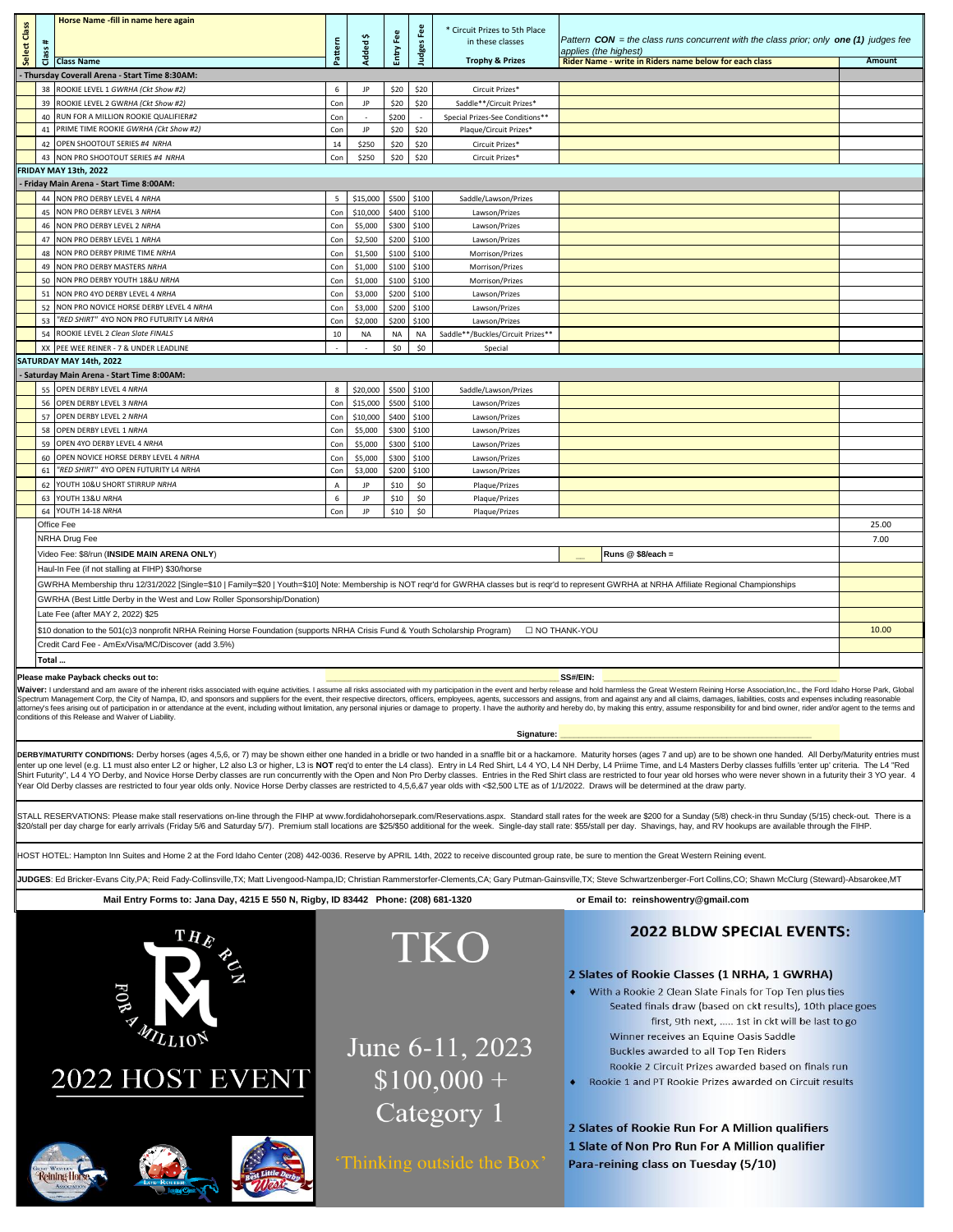| Select Class | Class # | Horse Name -fill in name here again<br>Class Name | Pattern | Added $ | Entry Fee | Judges Fee | * Circuit Prizes to 5th Place in these classes<br>Trophy & Prizes | Pattern **CON** = the class runs concurrent with the class prior; only **one (1)** judges fee applies (the highest)<br>Rider Name - write in Riders name below for each class | Amount |
|---|---|---|---|---|---|---|---|---|---|
| - Thursday Coverall Arena - Start Time 8:30AM: | | | | | | | | | |
| | 38 | ROOKIE LEVEL 1 *GWRHA (Ckt Show #2)* | 6 | JP | $20 | $20 | Circuit Prizes* | | |
| | 39 | ROOKIE LEVEL 2 *GWRHA (Ckt Show #2)* | Con | JP | $20 | $20 | Saddle**/Circuit Prizes* | | |
| | 40 | RUN FOR A MILLION ROOKIE QUALIFIER#2 | Con | - | $200 | - | Special Prizes-See Conditions** | | |
| | 41 | PRIME TIME ROOKIE *GWRHA (Ckt Show #2)* | Con | JP | $20 | $20 | Plaque/Circuit Prizes* | | |
| | 42 | OPEN SHOOTOUT SERIES #4 *NRHA* | 14 | $250 | $20 | $20 | Circuit Prizes* | | |
| | 43 | NON PRO SHOOTOUT SERIES #4 *NRHA* | Con | $250 | $20 | $20 | Circuit Prizes* | | |
| **FRIDAY MAY 13th, 2022** | | | | | | | | | |
| - Friday Main Arena - Start Time 8:00AM: | | | | | | | | | |
| | 44 | NON PRO DERBY LEVEL 4 *NRHA* | 5 | $15,000 | $500 | $100 | Saddle/Lawson/Prizes | | |
| | 45 | NON PRO DERBY LEVEL 3 *NRHA* | Con | $10,000 | $400 | $100 | Lawson/Prizes | | |
| | 46 | NON PRO DERBY LEVEL 2 *NRHA* | Con | $5,000 | $300 | $100 | Lawson/Prizes | | |
| | 47 | NON PRO DERBY LEVEL 1 *NRHA* | Con | $2,500 | $200 | $100 | Lawson/Prizes | | |
| | 48 | NON PRO DERBY PRIME TIME *NRHA* | Con | $1,500 | $100 | $100 | Morrison/Prizes | | |
| | 49 | NON PRO DERBY MASTERS *NRHA* | Con | $1,000 | $100 | $100 | Morrison/Prizes | | |
| | 50 | NON PRO DERBY YOUTH 18&U *NRHA* | Con | $1,000 | $100 | $100 | Morrison/Prizes | | |
| | 51 | NON PRO 4YO DERBY LEVEL 4 *NRHA* | Con | $3,000 | $200 | $100 | Lawson/Prizes | | |
| | 52 | NON PRO NOVICE HORSE DERBY LEVEL 4 *NRHA* | Con | $3,000 | $200 | $100 | Lawson/Prizes | | |
| | 53 | *"RED SHIRT" 4YO NON PRO FUTURITY L4 NRHA* | Con | $2,000 | $200 | $100 | Lawson/Prizes | | |
| | 54 | ROOKIE LEVEL 2 *Clean Slate FINALS* | 10 | NA | NA | NA | Saddle**/Buckles/Circuit Prizes** | | |
| | XX | PEE WEE REINER - 7 & UNDER LEADLINE | - | - | $0 | $0 | Special | | |
| **SATURDAY MAY 14th, 2022** | | | | | | | | | |
| - Saturday Main Arena - Start Time 8:00AM: | | | | | | | | | |
| | 55 | OPEN DERBY LEVEL 4 *NRHA* | 8 | $20,000 | $500 | $100 | Saddle/Lawson/Prizes | | |
| | 56 | OPEN DERBY LEVEL 3 *NRHA* | Con | $15,000 | $500 | $100 | Lawson/Prizes | | |
| | 57 | OPEN DERBY LEVEL 2 *NRHA* | Con | $10,000 | $400 | $100 | Lawson/Prizes | | |
| | 58 | OPEN DERBY LEVEL 1 *NRHA* | Con | $5,000 | $300 | $100 | Lawson/Prizes | | |
| | 59 | OPEN 4YO DERBY LEVEL 4 *NRHA* | Con | $5,000 | $300 | $100 | Lawson/Prizes | | |
| | 60 | OPEN NOVICE HORSE DERBY LEVEL 4 *NRHA* | Con | $5,000 | $300 | $100 | Lawson/Prizes | | |
| | 61 | *"RED SHIRT" 4YO OPEN FUTURITY L4 NRHA* | Con | $3,000 | $200 | $100 | Lawson/Prizes | | |
| | 62 | YOUTH 10&U SHORT STIRRUP *NRHA* | A | JP | $10 | $0 | Plaque/Prizes | | |
| | 63 | YOUTH 13&U *NRHA* | 6 | JP | $10 | $0 | Plaque/Prizes | | |
| | 64 | YOUTH 14-18 *NRHA* | Con | JP | $10 | $0 | Plaque/Prizes | | |
| | Office Fee | | | | | | | | 25.00 |
| | NRHA Drug Fee | | | | | | | | 7.00 |
| | Video Fee: $8/run (**INSIDE MAIN ARENA ONLY**) | | | | | | | __ **Runs @ $8/each =** | |
| | Haul-In Fee (if not stalling at FIHP) $30/horse | | | | | | | | |
| | GWRHA Membership thru 12/31/2022 [Single=$10 \| Family=$20 \| Youth=$10] Note: Membership is NOT reqr'd for GWRHA classes but is reqr'd to represent GWRHA at NRHA Affiliate Regional Championships | | | | | | | | |
| | GWRHA (Best Little Derby in the West and Low Roller Sponsorship/Donation) | | | | | | | | |
| | Late Fee (after MAY 2, 2022) $25 | | | | | | | | |
| | $10 donation to the 501(c)3 nonprofit NRHA Reining Horse Foundation (supports NRHA Crisis Fund & Youth Scholarship Program) ☐ NO THANK-YOU | | | | | | | | 10.00 |
| | Credit Card Fee - AmEx/Visa/MC/Discover (add 3.5%) | | | | | | | | |
| | **Total ...** | | | | | | | | |

**Please make Payback checks out to:** ______________________ **SS#/EIN:** ______________________

**Waiver:** I understand and am aware of the inherent risks associated with equine activities. I assume all risks associated with my participation in the event and herby release and hold harmless the Great Western Reining Horse Association,Inc., the Ford Idaho Horse Park, Global Spectrum Management Corp, the City of Nampa, ID, and sponsors and suppliers for the event, their respective directors, officers, employees, agents, successors and assigns, from and against any and all claims, damages, liabilities, costs and expenses including reasonable attorney's fees arising out of participation in or attendance at the event, including without limitation, any personal injuries or damage to property. I have the authority and hereby do, by making this entry, assume responsibility for and bind owner, rider and/or agent to the terms and conditions of this Release and Waiver of Liability.

**Signature:** ______________________

**DERBY/MATURITY CONDITIONS:** Derby horses (ages 4,5,6, or 7) may be shown either one handed in a bridle or two handed in a snaffle bit or a hackamore. Maturity horses (ages 7 and up) are to be shown one handed. All Derby/Maturity entries must enter up one level (e.g. L1 must also enter L2 or higher, L2 also L3 or higher, L3 is **NOT** req'd to enter the L4 class). Entry in L4 Red Shirt, L4 4 YO, L4 NH Derby, L4 Priime Time, and L4 Masters Derby classes fulfills 'enter up' criteria. The L4 "Red Shirt Futurity", L4 4 YO Derby, and Novice Horse Derby classes are run concurrently with the Open and Non Pro Derby classes. Entries in the Red Shirt class are restricted to four year old horses who were never shown in a futurity their 3 YO year. 4 Year Old Derby classes are restricted to four year olds only. Novice Horse Derby classes are restricted to 4,5,6,&7 year olds with <$2,500 LTE as of 1/1/2022. Draws will be determined at the draw party.

STALL RESERVATIONS: Please make stall reservations on-line through the FIHP at www.fordidahohorsepark.com/Reservations.aspx. Standard stall rates for the week are $200 for a Sunday (5/8) check-in thru Sunday (5/15) check-out. There is a $20/stall per day charge for early arrivals (Friday 5/6 and Saturday 5/7). Premium stall locations are $25/$50 additional for the week. Single-day stall rate: $55/stall per day. Shavings, hay, and RV hookups are available through the FIHP.

HOST HOTEL: Hampton Inn Suites and Home 2 at the Ford Idaho Center (208) 442-0036. Reserve by APRIL 14th, 2022 to receive discounted group rate, be sure to mention the Great Western Reining event.

**JUDGES**: Ed Bricker-Evans City,PA; Reid Fady-Collinsville,TX; Matt Livengood-Nampa,ID; Christian Rammerstorfer-Clements,CA; Gary Putman-Gainsville,TX; Steve Schwartzenberger-Fort Collins,CO; Shawn McClurg (Steward)-Absarokee,MT

**Mail Entry Forms to: Jana Day, 4215 E 550 N, Rigby, ID 83442 Phone: (208) 681-1320** **or Email to: reinshowentry@gmail.com**

THE RUN FOR A MILLION

2022 HOST EVENT

TKO

June 6-11, 2023

$100,000 +

Category 1

'Thinking outside the Box'

## 2022 BLDW SPECIAL EVENTS:

**2 Slates of Rookie Classes (1 NRHA, 1 GWRHA)**

- With a Rookie 2 Clean Slate Finals for Top Ten plus ties
  - Seated finals draw (based on ckt results), 10th place goes first, 9th next, ..... 1st in ckt will be last to go
  - Winner receives an Equine Oasis Saddle
  - Buckles awarded to all Top Ten Riders
  - Rookie 2 Circuit Prizes awarded based on finals run
- Rookie 1 and PT Rookie Prizes awarded on Circuit results

**2 Slates of Rookie Run For A Million qualifiers**

**1 Slate of Non Pro Run For A Million qualifier**

**Para-reining class on Tuesday (5/10)**